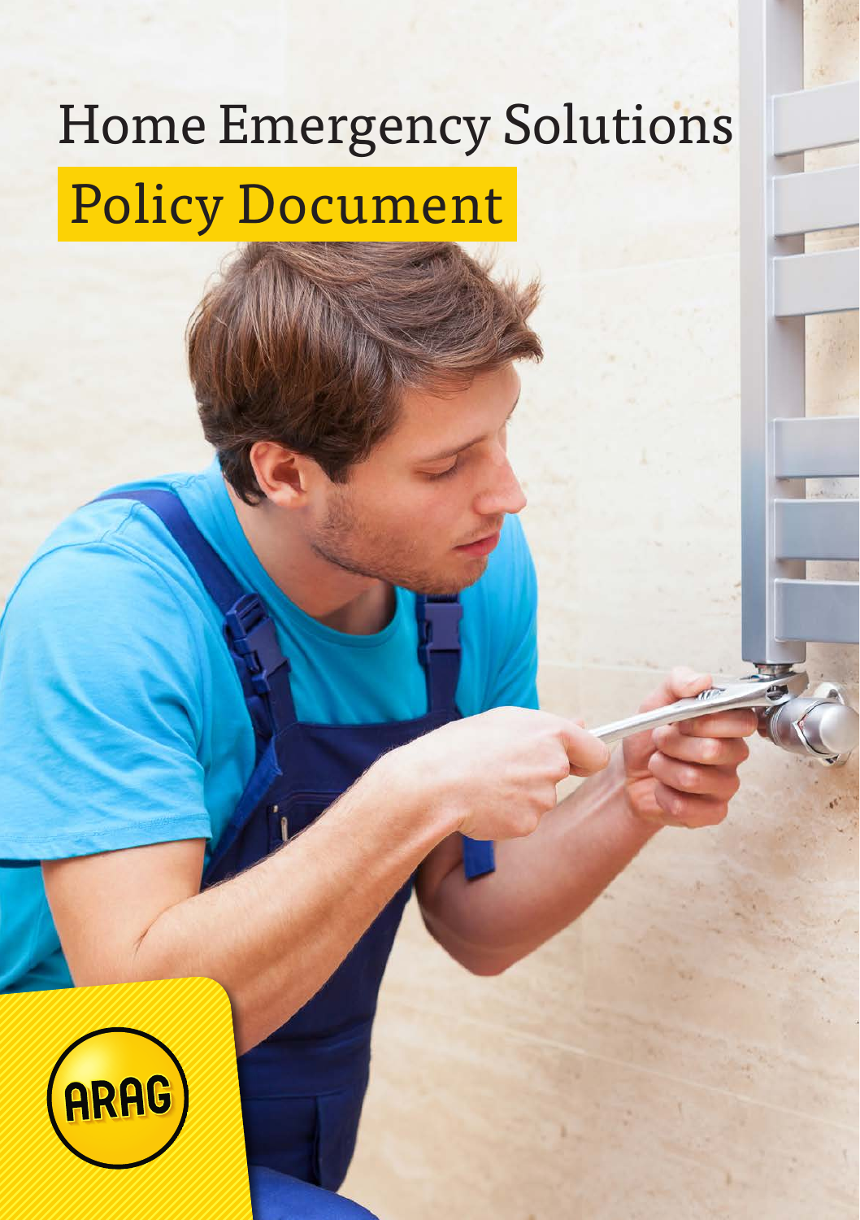# Home Emergency Solutions

## Policy Document

ARAG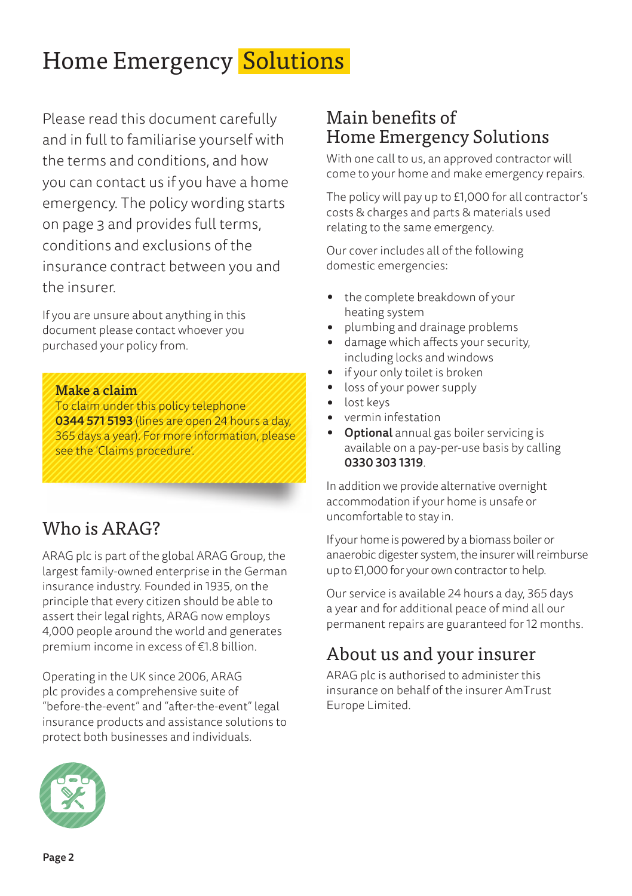# Home Emergency Solutions

Please read this document carefully and in full to familiarise yourself with the terms and conditions, and how you can contact us if you have a home emergency. The policy wording starts on page 3 and provides full terms, conditions and exclusions of the insurance contract between you and the insurer.

If you are unsure about anything in this document please contact whoever you purchased your policy from.

**Make a claim**
To claim under this policy telephone **0344 571 5193** (lines are open 24 hours a day, 365 days a year). For more information, please see the 'Claims procedure'.

## Who is ARAG?

ARAG plc is part of the global ARAG Group, the largest family-owned enterprise in the German insurance industry. Founded in 1935, on the principle that every citizen should be able to assert their legal rights, ARAG now employs 4,000 people around the world and generates premium income in excess of €1.8 billion.

Operating in the UK since 2006, ARAG plc provides a comprehensive suite of "before-the-event" and "after-the-event" legal insurance products and assistance solutions to protect both businesses and individuals.

## Main benefits of Home Emergency Solutions

With one call to us, an approved contractor will come to your home and make emergency repairs.

The policy will pay up to £1,000 for all contractor's costs & charges and parts & materials used relating to the same emergency.

Our cover includes all of the following domestic emergencies:

- the complete breakdown of your heating system
- plumbing and drainage problems
- damage which affects your security, including locks and windows
- if your only toilet is broken
- loss of your power supply
- lost keys
- vermin infestation
- **Optional** annual gas boiler servicing is available on a pay-per-use basis by calling **0330 303 1319**.

In addition we provide alternative overnight accommodation if your home is unsafe or uncomfortable to stay in.

If your home is powered by a biomass boiler or anaerobic digester system, the insurer will reimburse up to £1,000 for your own contractor to help.

Our service is available 24 hours a day, 365 days a year and for additional peace of mind all our permanent repairs are guaranteed for 12 months.

## About us and your insurer

ARAG plc is authorised to administer this insurance on behalf of the insurer AmTrust Europe Limited.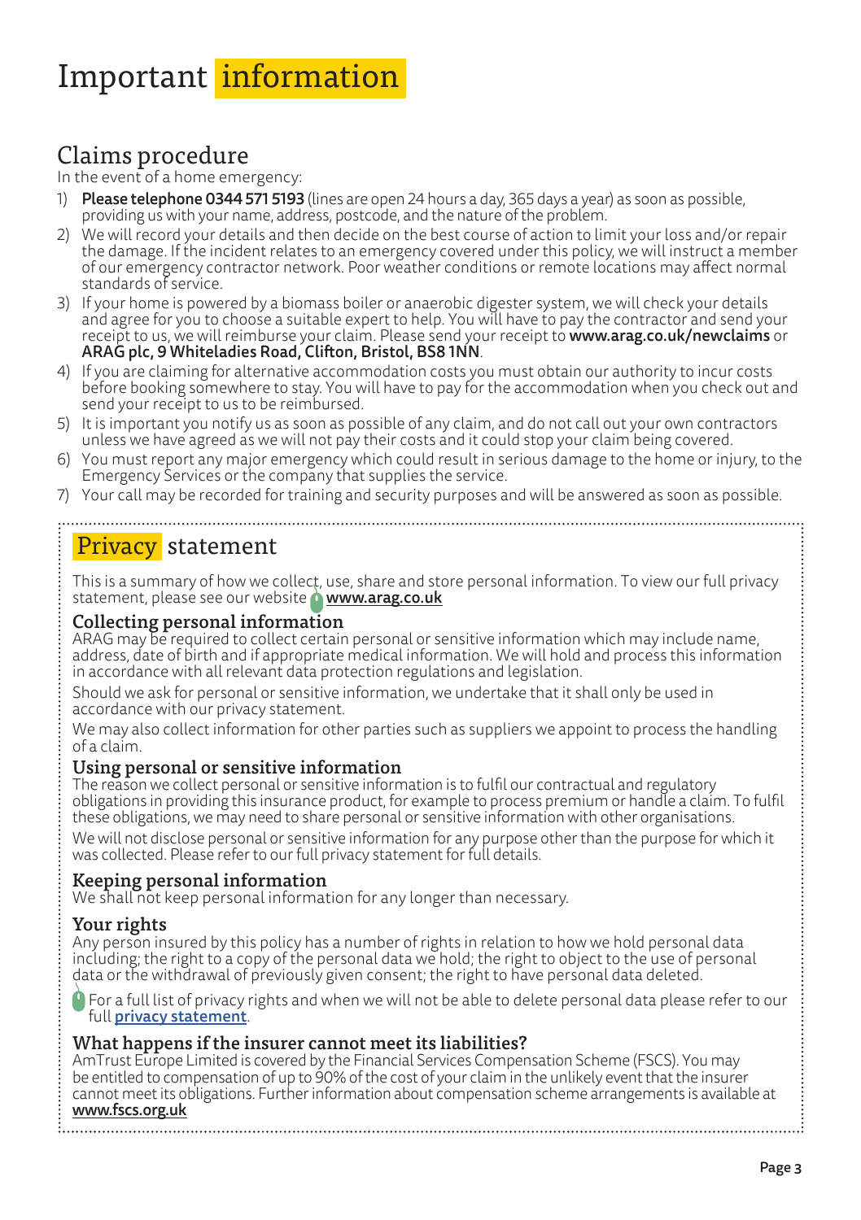# Important information

## Claims procedure

In the event of a home emergency:

1) **Please telephone 0344 571 5193** (lines are open 24 hours a day, 365 days a year) as soon as possible, providing us with your name, address, postcode, and the nature of the problem.
2) We will record your details and then decide on the best course of action to limit your loss and/or repair the damage. If the incident relates to an emergency covered under this policy, we will instruct a member of our emergency contractor network. Poor weather conditions or remote locations may affect normal standards of service.
3) If your home is powered by a biomass boiler or anaerobic digester system, we will check your details and agree for you to choose a suitable expert to help. You will have to pay the contractor and send your receipt to us, we will reimburse your claim. Please send your receipt to **www.arag.co.uk/newclaims** or **ARAG plc, 9 Whiteladies Road, Clifton, Bristol, BS8 1NN**.
4) If you are claiming for alternative accommodation costs you must obtain our authority to incur costs before booking somewhere to stay. You will have to pay for the accommodation when you check out and send your receipt to us to be reimbursed.
5) It is important you notify us as soon as possible of any claim, and do not call out your own contractors unless we have agreed as we will not pay their costs and it could stop your claim being covered.
6) You must report any major emergency which could result in serious damage to the home or injury, to the Emergency Services or the company that supplies the service.
7) Your call may be recorded for training and security purposes and will be answered as soon as possible.

## Privacy statement

This is a summary of how we collect, use, share and store personal information. To view our full privacy statement, please see our website **www.arag.co.uk**

### Collecting personal information

ARAG may be required to collect certain personal or sensitive information which may include name, address, date of birth and if appropriate medical information. We will hold and process this information in accordance with all relevant data protection regulations and legislation.

Should we ask for personal or sensitive information, we undertake that it shall only be used in accordance with our privacy statement.

We may also collect information for other parties such as suppliers we appoint to process the handling of a claim.

### Using personal or sensitive information

The reason we collect personal or sensitive information is to fulfil our contractual and regulatory obligations in providing this insurance product, for example to process premium or handle a claim. To fulfil these obligations, we may need to share personal or sensitive information with other organisations.

We will not disclose personal or sensitive information for any purpose other than the purpose for which it was collected. Please refer to our full privacy statement for full details.

### Keeping personal information

We shall not keep personal information for any longer than necessary.

### Your rights

Any person insured by this policy has a number of rights in relation to how we hold personal data including; the right to a copy of the personal data we hold; the right to object to the use of personal data or the withdrawal of previously given consent; the right to have personal data deleted.

For a full list of privacy rights and when we will not be able to delete personal data please refer to our full **privacy statement**.

### What happens if the insurer cannot meet its liabilities?

AmTrust Europe Limited is covered by the Financial Services Compensation Scheme (FSCS). You may be entitled to compensation of up to 90% of the cost of your claim in the unlikely event that the insurer cannot meet its obligations. Further information about compensation scheme arrangements is available at **www.fscs.org.uk**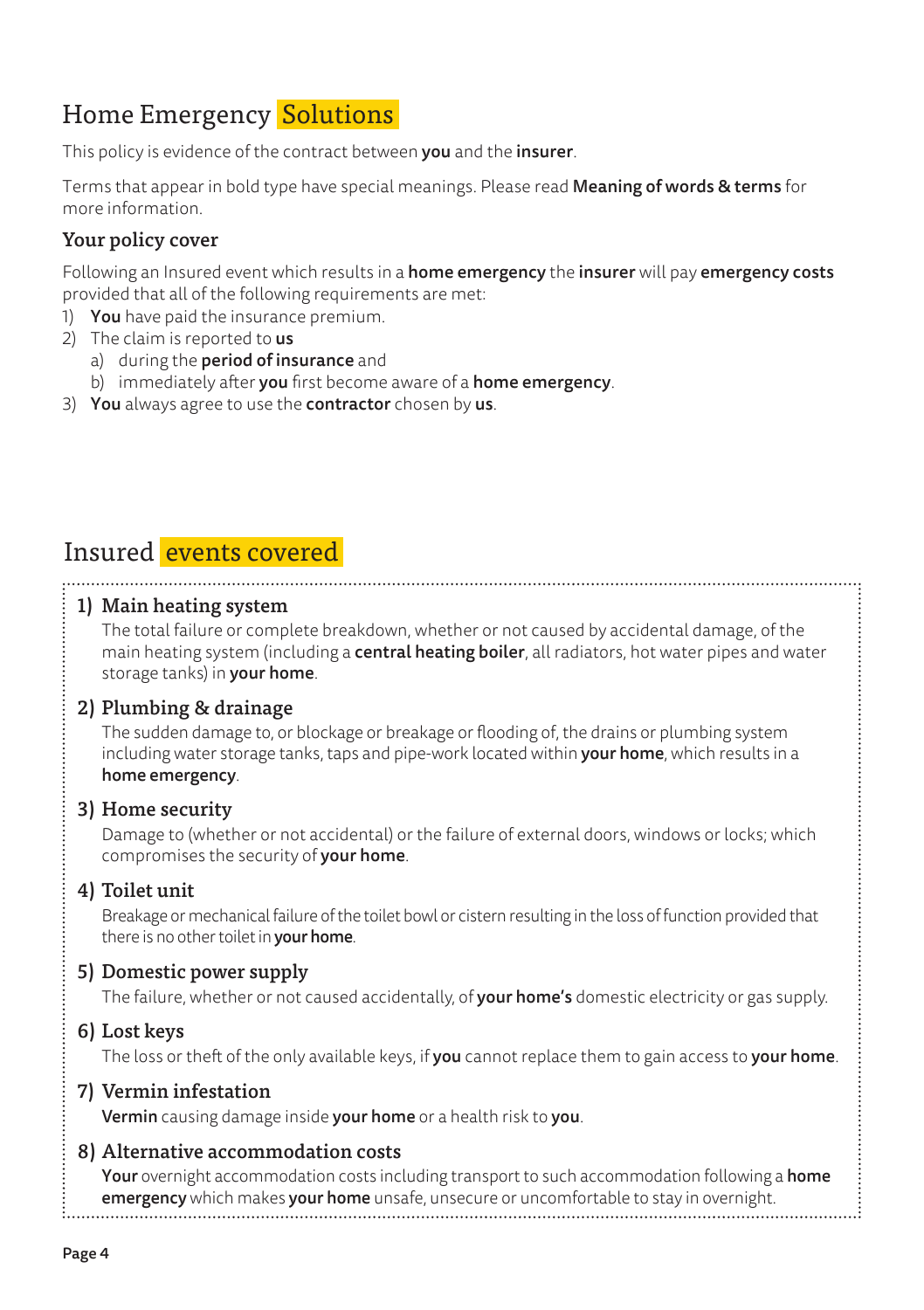# Home Emergency Solutions

This policy is evidence of the contract between **you** and the **insurer**.

Terms that appear in bold type have special meanings. Please read **Meaning of words & terms** for more information.

## Your policy cover

Following an Insured event which results in a **home emergency** the **insurer** will pay **emergency costs** provided that all of the following requirements are met:

1) **You** have paid the insurance premium.
2) The claim is reported to **us**
   a) during the **period of insurance** and
   b) immediately after **you** first become aware of a **home emergency**.
3) **You** always agree to use the **contractor** chosen by **us**.

# Insured events covered

### 1) Main heating system

The total failure or complete breakdown, whether or not caused by accidental damage, of the main heating system (including a **central heating boiler**, all radiators, hot water pipes and water storage tanks) in **your home**.

### 2) Plumbing & drainage

The sudden damage to, or blockage or breakage or flooding of, the drains or plumbing system including water storage tanks, taps and pipe-work located within **your home**, which results in a **home emergency**.

### 3) Home security

Damage to (whether or not accidental) or the failure of external doors, windows or locks; which compromises the security of **your home**.

### 4) Toilet unit

Breakage or mechanical failure of the toilet bowl or cistern resulting in the loss of function provided that there is no other toilet in **your home**.

### 5) Domestic power supply

The failure, whether or not caused accidentally, of **your home's** domestic electricity or gas supply.

### 6) Lost keys

The loss or theft of the only available keys, if **you** cannot replace them to gain access to **your home**.

### 7) Vermin infestation

**Vermin** causing damage inside **your home** or a health risk to **you**.

### 8) Alternative accommodation costs

**Your** overnight accommodation costs including transport to such accommodation following a **home emergency** which makes **your home** unsafe, unsecure or uncomfortable to stay in overnight.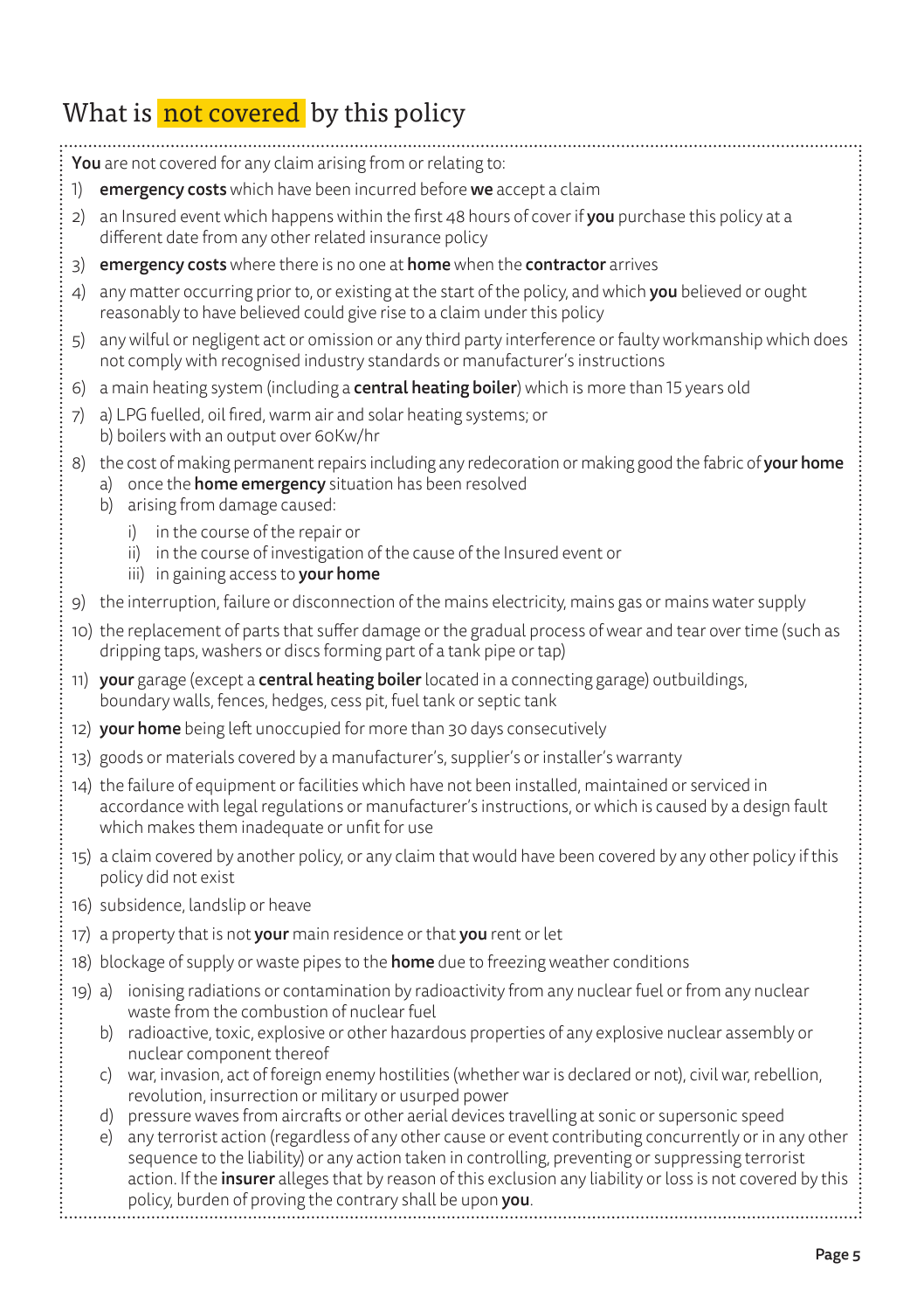# What is not covered by this policy

**You** are not covered for any claim arising from or relating to:

1) **emergency costs** which have been incurred before **we** accept a claim
2) an Insured event which happens within the first 48 hours of cover if **you** purchase this policy at a different date from any other related insurance policy
3) **emergency costs** where there is no one at **home** when the **contractor** arrives
4) any matter occurring prior to, or existing at the start of the policy, and which **you** believed or ought reasonably to have believed could give rise to a claim under this policy
5) any wilful or negligent act or omission or any third party interference or faulty workmanship which does not comply with recognised industry standards or manufacturer's instructions
6) a main heating system (including a **central heating boiler**) which is more than 15 years old
7) a) LPG fuelled, oil fired, warm air and solar heating systems; or
   b) boilers with an output over 60Kw/hr
8) the cost of making permanent repairs including any redecoration or making good the fabric of **your home**
   a) once the **home emergency** situation has been resolved
   b) arising from damage caused:
      i) in the course of the repair or
      ii) in the course of investigation of the cause of the Insured event or
      iii) in gaining access to **your home**
9) the interruption, failure or disconnection of the mains electricity, mains gas or mains water supply
10) the replacement of parts that suffer damage or the gradual process of wear and tear over time (such as dripping taps, washers or discs forming part of a tank pipe or tap)
11) **your** garage (except a **central heating boiler** located in a connecting garage) outbuildings, boundary walls, fences, hedges, cess pit, fuel tank or septic tank
12) **your home** being left unoccupied for more than 30 days consecutively
13) goods or materials covered by a manufacturer's, supplier's or installer's warranty
14) the failure of equipment or facilities which have not been installed, maintained or serviced in accordance with legal regulations or manufacturer's instructions, or which is caused by a design fault which makes them inadequate or unfit for use
15) a claim covered by another policy, or any claim that would have been covered by any other policy if this policy did not exist
16) subsidence, landslip or heave
17) a property that is not **your** main residence or that **you** rent or let
18) blockage of supply or waste pipes to the **home** due to freezing weather conditions
19) a) ionising radiations or contamination by radioactivity from any nuclear fuel or from any nuclear waste from the combustion of nuclear fuel
    b) radioactive, toxic, explosive or other hazardous properties of any explosive nuclear assembly or nuclear component thereof
    c) war, invasion, act of foreign enemy hostilities (whether war is declared or not), civil war, rebellion, revolution, insurrection or military or usurped power
    d) pressure waves from aircrafts or other aerial devices travelling at sonic or supersonic speed
    e) any terrorist action (regardless of any other cause or event contributing concurrently or in any other sequence to the liability) or any action taken in controlling, preventing or suppressing terrorist action. If the **insurer** alleges that by reason of this exclusion any liability or loss is not covered by this policy, burden of proving the contrary shall be upon **you**.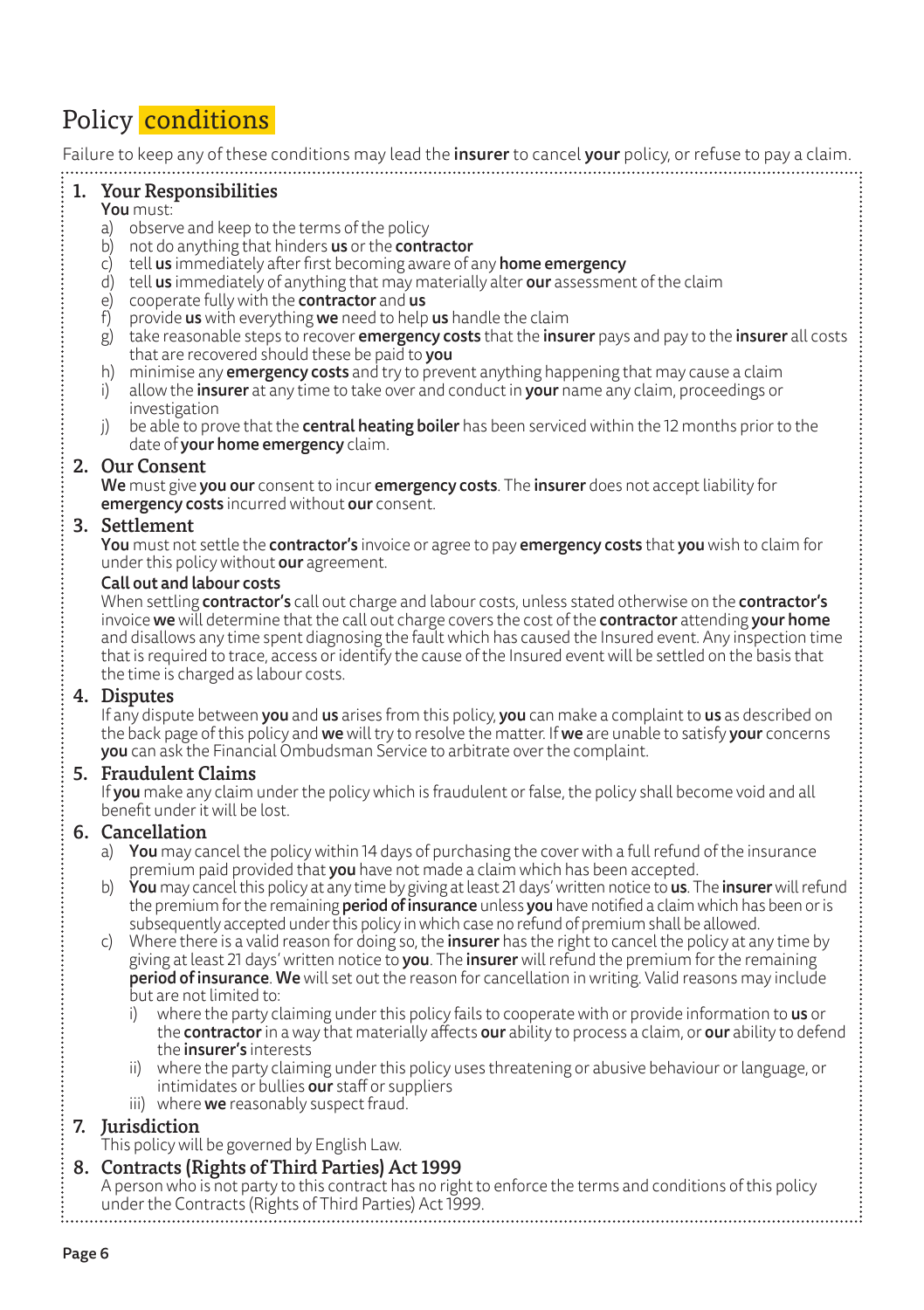# Policy conditions

Failure to keep any of these conditions may lead the **insurer** to cancel **your** policy, or refuse to pay a claim.

## 1. Your Responsibilities

**You** must:

a) observe and keep to the terms of the policy
b) not do anything that hinders **us** or the **contractor**
c) tell **us** immediately after first becoming aware of any **home emergency**
d) tell **us** immediately of anything that may materially alter **our** assessment of the claim
e) cooperate fully with the **contractor** and **us**
f) provide **us** with everything **we** need to help **us** handle the claim
g) take reasonable steps to recover **emergency costs** that the **insurer** pays and pay to the **insurer** all costs that are recovered should these be paid to **you**
h) minimise any **emergency costs** and try to prevent anything happening that may cause a claim
i) allow the **insurer** at any time to take over and conduct in **your** name any claim, proceedings or investigation
j) be able to prove that the **central heating boiler** has been serviced within the 12 months prior to the date of **your home emergency** claim.

## 2. Our Consent

**We** must give **you our** consent to incur **emergency costs**. The **insurer** does not accept liability for **emergency costs** incurred without **our** consent.

## 3. Settlement

**You** must not settle the **contractor's** invoice or agree to pay **emergency costs** that **you** wish to claim for under this policy without **our** agreement.

**Call out and labour costs**

When settling **contractor's** call out charge and labour costs, unless stated otherwise on the **contractor's** invoice **we** will determine that the call out charge covers the cost of the **contractor** attending **your home** and disallows any time spent diagnosing the fault which has caused the Insured event. Any inspection time that is required to trace, access or identify the cause of the Insured event will be settled on the basis that the time is charged as labour costs.

## 4. Disputes

If any dispute between **you** and **us** arises from this policy, **you** can make a complaint to **us** as described on the back page of this policy and **we** will try to resolve the matter. If **we** are unable to satisfy **your** concerns **you** can ask the Financial Ombudsman Service to arbitrate over the complaint.

## 5. Fraudulent Claims

If **you** make any claim under the policy which is fraudulent or false, the policy shall become void and all benefit under it will be lost.

## 6. Cancellation

a) **You** may cancel the policy within 14 days of purchasing the cover with a full refund of the insurance premium paid provided that **you** have not made a claim which has been accepted.
b) **You** may cancel this policy at any time by giving at least 21 days' written notice to **us**. The **insurer** will refund the premium for the remaining **period of insurance** unless **you** have notified a claim which has been or is subsequently accepted under this policy in which case no refund of premium shall be allowed.
c) Where there is a valid reason for doing so, the **insurer** has the right to cancel the policy at any time by giving at least 21 days' written notice to **you**. The **insurer** will refund the premium for the remaining **period of insurance**. **We** will set out the reason for cancellation in writing. Valid reasons may include but are not limited to:
   i) where the party claiming under this policy fails to cooperate with or provide information to **us** or the **contractor** in a way that materially affects **our** ability to process a claim, or **our** ability to defend the **insurer's** interests
   ii) where the party claiming under this policy uses threatening or abusive behaviour or language, or intimidates or bullies **our** staff or suppliers
   iii) where **we** reasonably suspect fraud.

## 7. Jurisdiction

This policy will be governed by English Law.

## 8. Contracts (Rights of Third Parties) Act 1999

A person who is not party to this contract has no right to enforce the terms and conditions of this policy under the Contracts (Rights of Third Parties) Act 1999.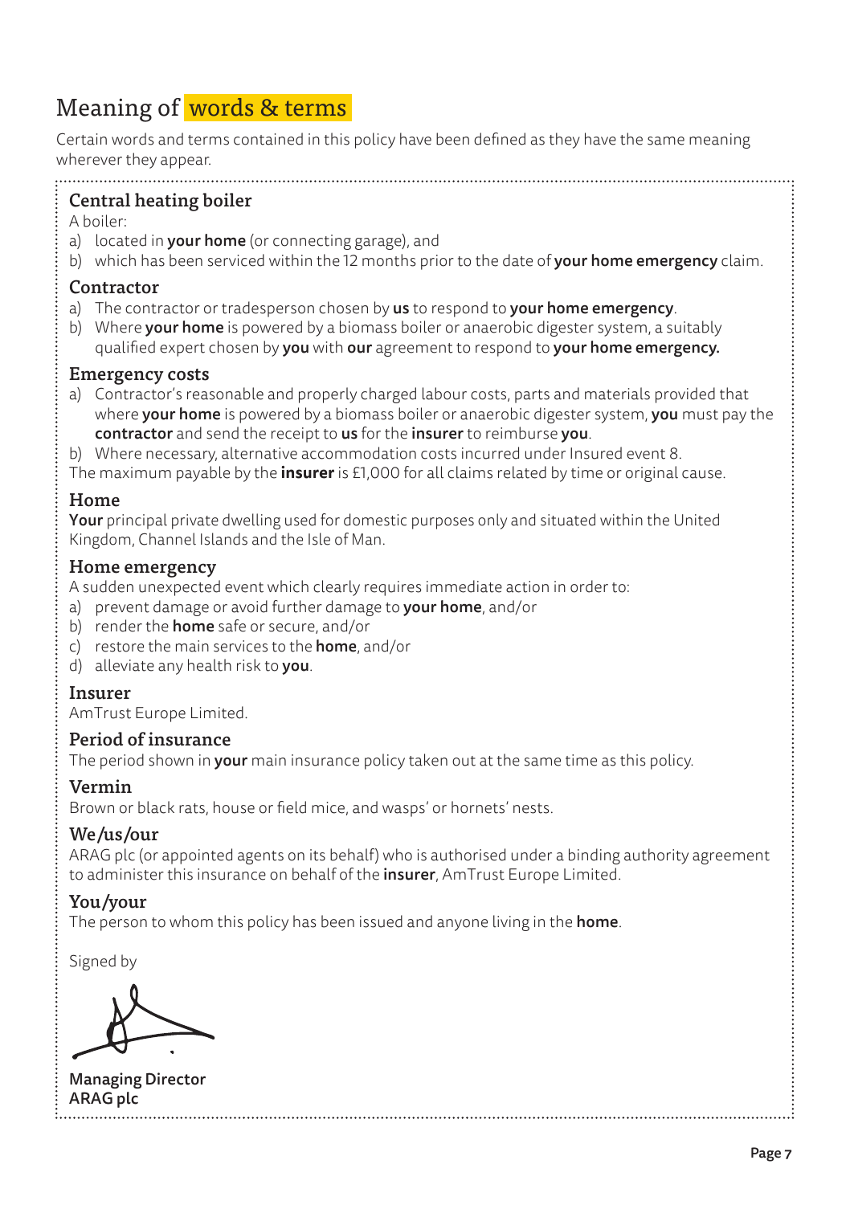# Meaning of words & terms

Certain words and terms contained in this policy have been defined as they have the same meaning wherever they appear.

### Central heating boiler

A boiler:

a) located in **your home** (or connecting garage), and

b) which has been serviced within the 12 months prior to the date of **your home emergency** claim.

### Contractor

a) The contractor or tradesperson chosen by **us** to respond to **your home emergency**.

b) Where **your home** is powered by a biomass boiler or anaerobic digester system, a suitably qualified expert chosen by **you** with **our** agreement to respond to **your home emergency.**

### Emergency costs

a) Contractor's reasonable and properly charged labour costs, parts and materials provided that where **your home** is powered by a biomass boiler or anaerobic digester system, **you** must pay the **contractor** and send the receipt to **us** for the **insurer** to reimburse **you**.

b) Where necessary, alternative accommodation costs incurred under Insured event 8.

The maximum payable by the **insurer** is £1,000 for all claims related by time or original cause.

### Home

**Your** principal private dwelling used for domestic purposes only and situated within the United Kingdom, Channel Islands and the Isle of Man.

### Home emergency

A sudden unexpected event which clearly requires immediate action in order to:

a) prevent damage or avoid further damage to **your home**, and/or

b) render the **home** safe or secure, and/or

c) restore the main services to the **home**, and/or

d) alleviate any health risk to **you**.

### Insurer

AmTrust Europe Limited.

### Period of insurance

The period shown in **your** main insurance policy taken out at the same time as this policy.

### Vermin

Brown or black rats, house or field mice, and wasps' or hornets' nests.

### We/us/our

ARAG plc (or appointed agents on its behalf) who is authorised under a binding authority agreement to administer this insurance on behalf of the **insurer**, AmTrust Europe Limited.

### You/your

The person to whom this policy has been issued and anyone living in the **home**.

Signed by

**Managing Director**
**ARAG plc**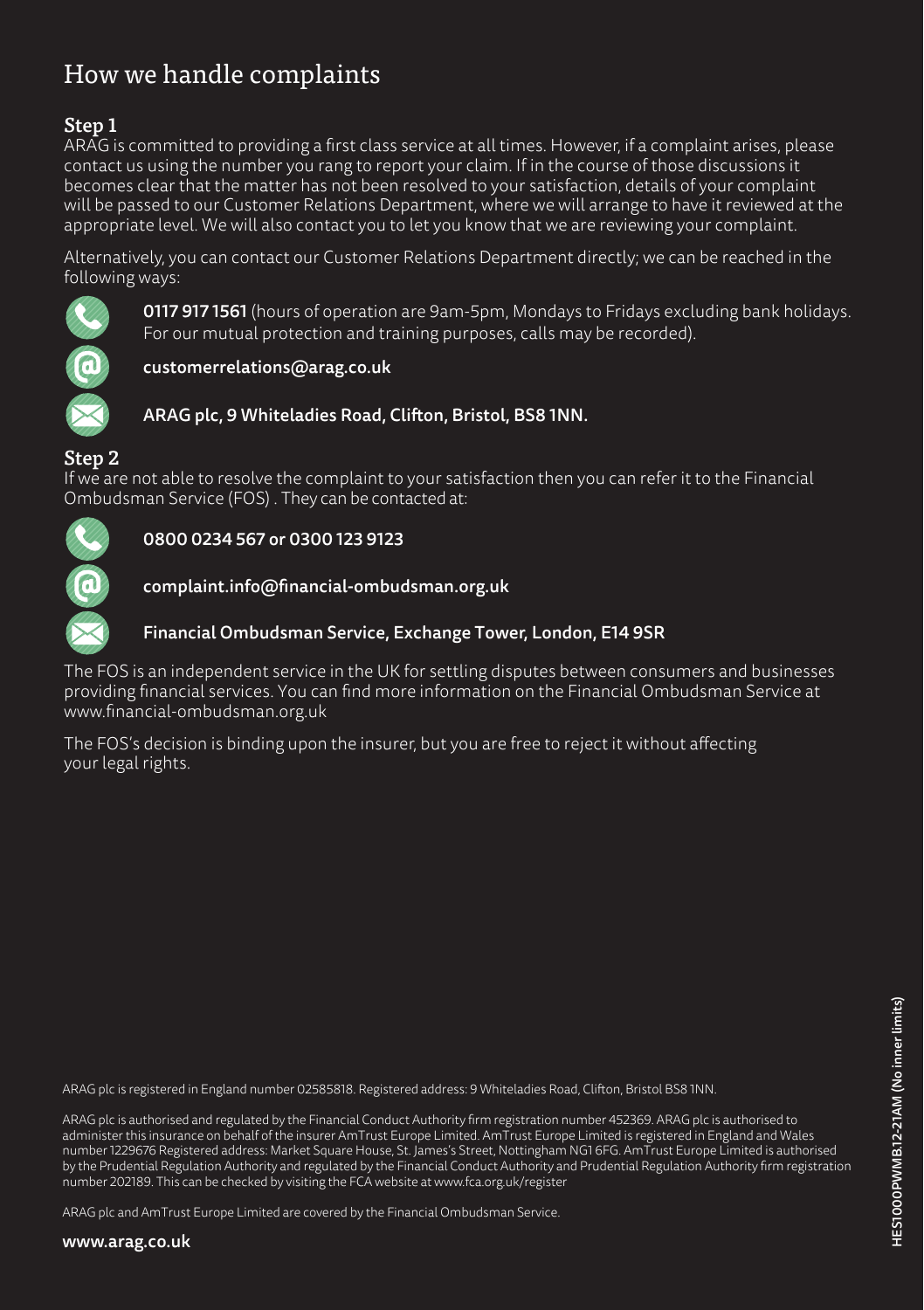# How we handle complaints

## Step 1

ARAG is committed to providing a first class service at all times. However, if a complaint arises, please contact us using the number you rang to report your claim. If in the course of those discussions it becomes clear that the matter has not been resolved to your satisfaction, details of your complaint will be passed to our Customer Relations Department, where we will arrange to have it reviewed at the appropriate level. We will also contact you to let you know that we are reviewing your complaint.

Alternatively, you can contact our Customer Relations Department directly; we can be reached in the following ways:

**0117 917 1561** (hours of operation are 9am-5pm, Mondays to Fridays excluding bank holidays. For our mutual protection and training purposes, calls may be recorded).

**customerrelations@arag.co.uk**

**ARAG plc, 9 Whiteladies Road, Clifton, Bristol, BS8 1NN.**

## Step 2

If we are not able to resolve the complaint to your satisfaction then you can refer it to the Financial Ombudsman Service (FOS) . They can be contacted at:

**0800 0234 567 or 0300 123 9123**

**complaint.info@financial-ombudsman.org.uk**

**Financial Ombudsman Service, Exchange Tower, London, E14 9SR**

The FOS is an independent service in the UK for settling disputes between consumers and businesses providing financial services. You can find more information on the Financial Ombudsman Service at www.financial-ombudsman.org.uk

The FOS's decision is binding upon the insurer, but you are free to reject it without affecting your legal rights.

ARAG plc is registered in England number 02585818. Registered address: 9 Whiteladies Road, Clifton, Bristol BS8 1NN.

ARAG plc is authorised and regulated by the Financial Conduct Authority firm registration number 452369. ARAG plc is authorised to administer this insurance on behalf of the insurer AmTrust Europe Limited. AmTrust Europe Limited is registered in England and Wales number 1229676 Registered address: Market Square House, St. James's Street, Nottingham NG1 6FG. AmTrust Europe Limited is authorised by the Prudential Regulation Authority and regulated by the Financial Conduct Authority and Prudential Regulation Authority firm registration number 202189. This can be checked by visiting the FCA website at www.fca.org.uk/register

ARAG plc and AmTrust Europe Limited are covered by the Financial Ombudsman Service.

**www.arag.co.uk**

HES1000PWMB.12-21AM (No inner limits)